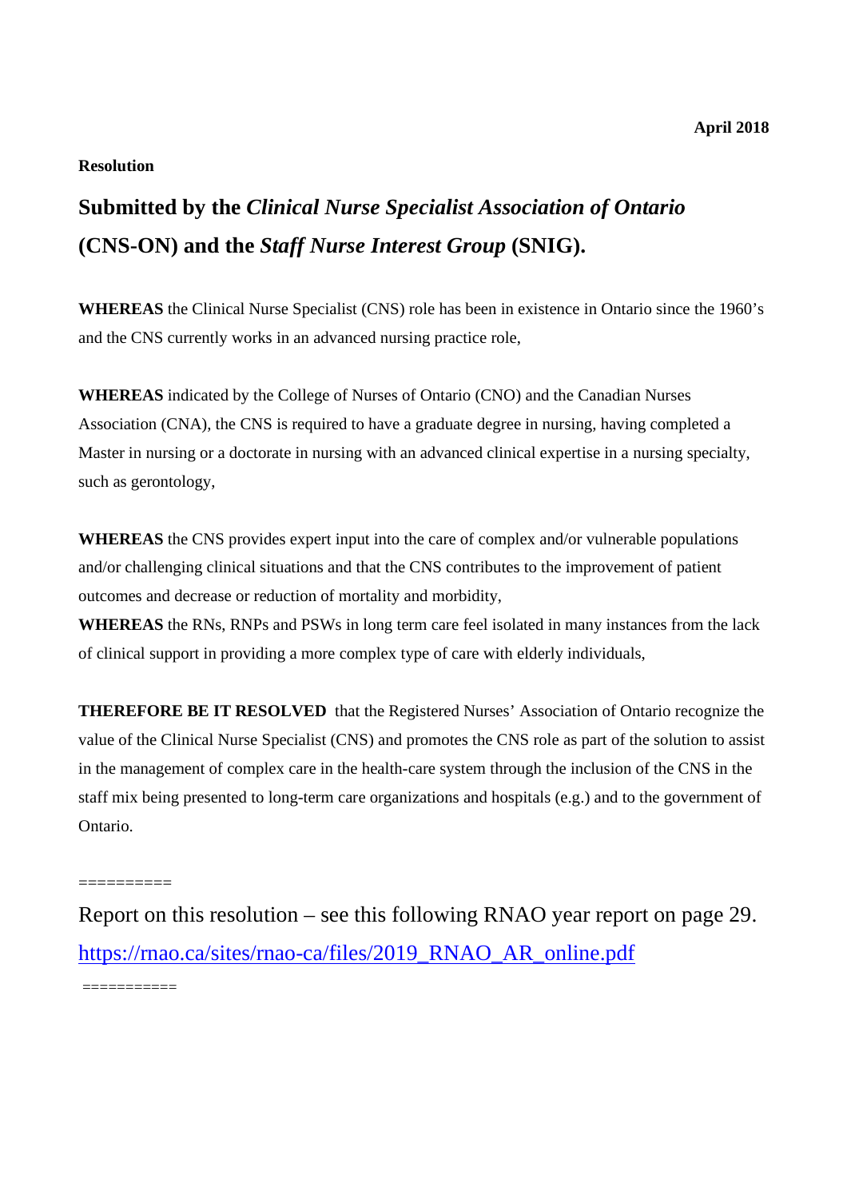**April 2018**

**Resolution**

## Submitted by the *Clinical Nurse Specialist Association of Ontario* (CNS-ON) and the *Staff Nurse Interest Group* (SNIG).

**WHEREAS** the Clinical Nurse Specialist (CNS) role has been in existence in Ontario since the 1960's and the CNS currently works in an advanced nursing practice role,

**WHEREAS** indicated by the College of Nurses of Ontario (CNO) and the Canadian Nurses Association (CNA), the CNS is required to have a graduate degree in nursing, having completed a Master in nursing or a doctorate in nursing with an advanced clinical expertise in a nursing specialty, such as gerontology,

**WHEREAS** the CNS provides expert input into the care of complex and/or vulnerable populations and/or challenging clinical situations and that the CNS contributes to the improvement of patient outcomes and decrease or reduction of mortality and morbidity,

**WHEREAS** the RNs, RNPs and PSWs in long term care feel isolated in many instances from the lack of clinical support in providing a more complex type of care with elderly individuals,

**THEREFORE BE IT RESOLVED** that the Registered Nurses' Association of Ontario recognize the value of the Clinical Nurse Specialist (CNS) and promotes the CNS role as part of the solution to assist in the management of complex care in the health-care system through the inclusion of the CNS in the staff mix being presented to long-term care organizations and hospitals (e.g.) and to the government of Ontario.

==========

Report on this resolution – see this following RNAO year report on page 29.
https://rnao.ca/sites/rnao-ca/files/2019_RNAO_AR_online.pdf

===========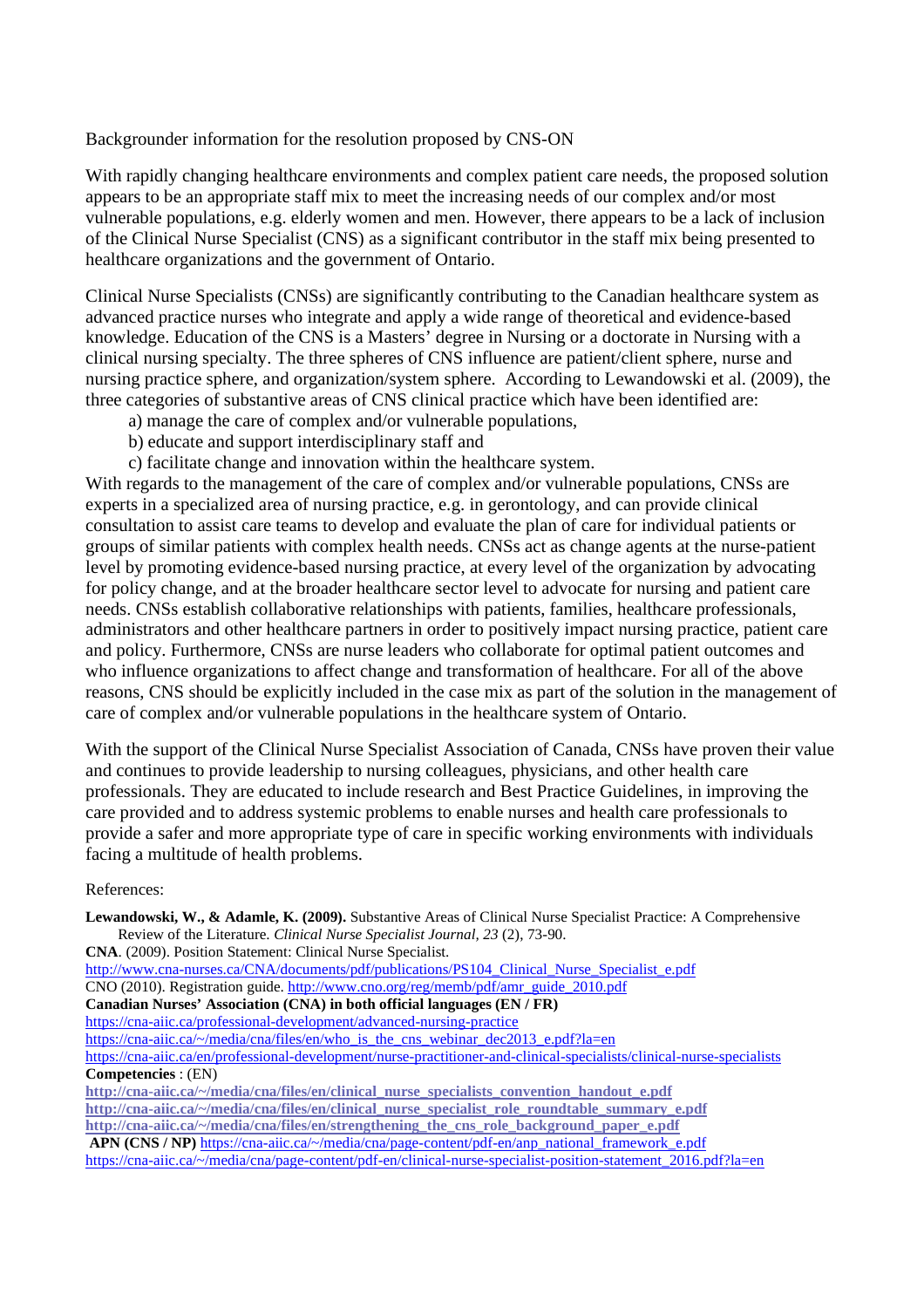Backgrounder information for the resolution proposed by CNS-ON

With rapidly changing healthcare environments and complex patient care needs, the proposed solution appears to be an appropriate staff mix to meet the increasing needs of our complex and/or most vulnerable populations, e.g. elderly women and men. However, there appears to be a lack of inclusion of the Clinical Nurse Specialist (CNS) as a significant contributor in the staff mix being presented to healthcare organizations and the government of Ontario.

Clinical Nurse Specialists (CNSs) are significantly contributing to the Canadian healthcare system as advanced practice nurses who integrate and apply a wide range of theoretical and evidence-based knowledge. Education of the CNS is a Masters' degree in Nursing or a doctorate in Nursing with a clinical nursing specialty. The three spheres of CNS influence are patient/client sphere, nurse and nursing practice sphere, and organization/system sphere. According to Lewandowski et al. (2009), the three categories of substantive areas of CNS clinical practice which have been identified are:

a) manage the care of complex and/or vulnerable populations,
b) educate and support interdisciplinary staff and
c) facilitate change and innovation within the healthcare system.

With regards to the management of the care of complex and/or vulnerable populations, CNSs are experts in a specialized area of nursing practice, e.g. in gerontology, and can provide clinical consultation to assist care teams to develop and evaluate the plan of care for individual patients or groups of similar patients with complex health needs. CNSs act as change agents at the nurse-patient level by promoting evidence-based nursing practice, at every level of the organization by advocating for policy change, and at the broader healthcare sector level to advocate for nursing and patient care needs. CNSs establish collaborative relationships with patients, families, healthcare professionals, administrators and other healthcare partners in order to positively impact nursing practice, patient care and policy. Furthermore, CNSs are nurse leaders who collaborate for optimal patient outcomes and who influence organizations to affect change and transformation of healthcare. For all of the above reasons, CNS should be explicitly included in the case mix as part of the solution in the management of care of complex and/or vulnerable populations in the healthcare system of Ontario.

With the support of the Clinical Nurse Specialist Association of Canada, CNSs have proven their value and continues to provide leadership to nursing colleagues, physicians, and other health care professionals. They are educated to include research and Best Practice Guidelines, in improving the care provided and to address systemic problems to enable nurses and health care professionals to provide a safer and more appropriate type of care in specific working environments with individuals facing a multitude of health problems.

References:

**Lewandowski, W., & Adamle, K. (2009).** Substantive Areas of Clinical Nurse Specialist Practice: A Comprehensive Review of the Literature. *Clinical Nurse Specialist Journal, 23* (2), 73-90.

**CNA**. (2009). Position Statement: Clinical Nurse Specialist. http://www.cna-nurses.ca/CNA/documents/pdf/publications/PS104_Clinical_Nurse_Specialist_e.pdf

CNO (2010). Registration guide. http://www.cno.org/reg/memb/pdf/amr_guide_2010.pdf

**Canadian Nurses' Association (CNA) in both official languages (EN / FR)**

https://cna-aiic.ca/professional-development/advanced-nursing-practice

https://cna-aiic.ca/~/media/cna/files/en/who_is_the_cns_webinar_dec2013_e.pdf?la=en

https://cna-aiic.ca/en/professional-development/nurse-practitioner-and-clinical-specialists/clinical-nurse-specialists

**Competencies** : (EN)

**http://cna-aiic.ca/~/media/cna/files/en/clinical_nurse_specialists_convention_handout_e.pdf**

**http://cna-aiic.ca/~/media/cna/files/en/clinical_nurse_specialist_role_roundtable_summary_e.pdf**

**http://cna-aiic.ca/~/media/cna/files/en/strengthening_the_cns_role_background_paper_e.pdf**

**APN (CNS / NP)** https://cna-aiic.ca/~/media/cna/page-content/pdf-en/anp_national_framework_e.pdf

https://cna-aiic.ca/~/media/cna/page-content/pdf-en/clinical-nurse-specialist-position-statement_2016.pdf?la=en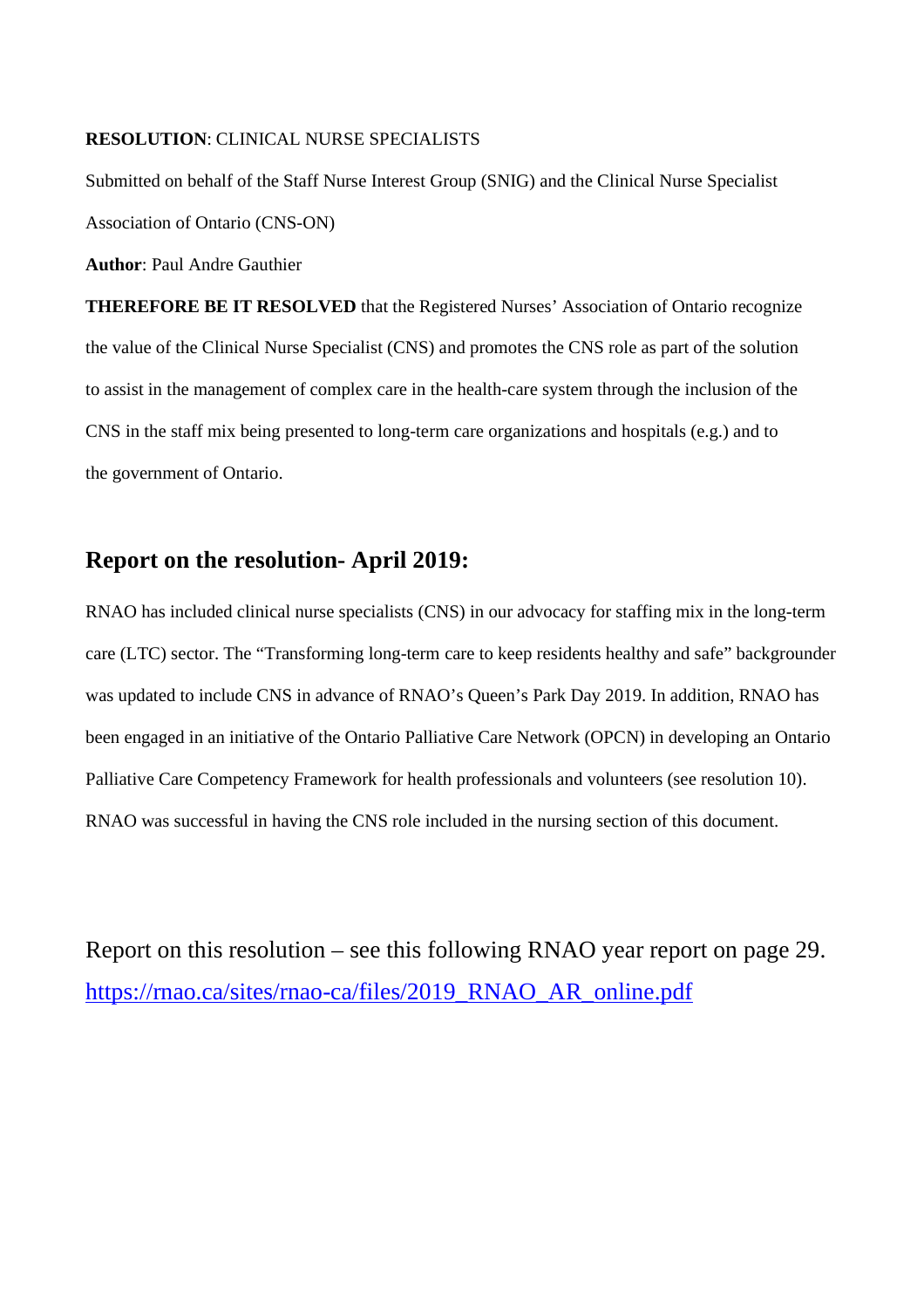**RESOLUTION**: CLINICAL NURSE SPECIALISTS

Submitted on behalf of the Staff Nurse Interest Group (SNIG) and the Clinical Nurse Specialist Association of Ontario (CNS-ON)

**Author**: Paul Andre Gauthier

**THEREFORE BE IT RESOLVED** that the Registered Nurses' Association of Ontario recognize the value of the Clinical Nurse Specialist (CNS) and promotes the CNS role as part of the solution to assist in the management of complex care in the health-care system through the inclusion of the CNS in the staff mix being presented to long-term care organizations and hospitals (e.g.) and to the government of Ontario.

## Report on the resolution- April 2019:

RNAO has included clinical nurse specialists (CNS) in our advocacy for staffing mix in the long-term care (LTC) sector. The "Transforming long-term care to keep residents healthy and safe" backgrounder was updated to include CNS in advance of RNAO's Queen's Park Day 2019. In addition, RNAO has been engaged in an initiative of the Ontario Palliative Care Network (OPCN) in developing an Ontario Palliative Care Competency Framework for health professionals and volunteers (see resolution 10). RNAO was successful in having the CNS role included in the nursing section of this document.

Report on this resolution – see this following RNAO year report on page 29.
https://rnao.ca/sites/rnao-ca/files/2019_RNAO_AR_online.pdf